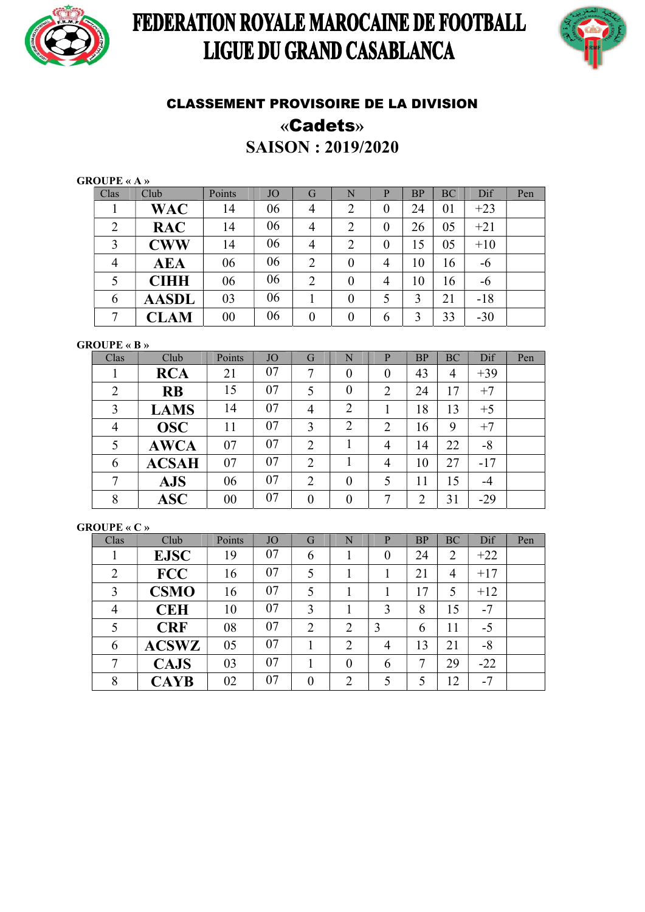# FEDERATION ROYALE MAROCAINE DE FOOTBALL
# LIGUE DU GRAND CASABLANCA

## CLASSEMENT PROVISOIRE DE LA DIVISION

## «Cadets»

## SAISON : 2019/2020

**GROUPE « A »**

| Clas | Club | Points | JO | G | N | P | BP | BC | Dif | Pen |
|---|---|---|---|---|---|---|---|---|---|---|
| 1 | **WAC** | 14 | 06 | 4 | 2 | 0 | 24 | 01 | +23 | |
| 2 | **RAC** | 14 | 06 | 4 | 2 | 0 | 26 | 05 | +21 | |
| 3 | **CWW** | 14 | 06 | 4 | 2 | 0 | 15 | 05 | +10 | |
| 4 | **AEA** | 06 | 06 | 2 | 0 | 4 | 10 | 16 | -6 | |
| 5 | **CIHH** | 06 | 06 | 2 | 0 | 4 | 10 | 16 | -6 | |
| 6 | **AASDL** | 03 | 06 | 1 | 0 | 5 | 3 | 21 | -18 | |
| 7 | **CLAM** | 00 | 06 | 0 | 0 | 6 | 3 | 33 | -30 | |

**GROUPE « B »**

| Clas | Club | Points | JO | G | N | P | BP | BC | Dif | Pen |
|---|---|---|---|---|---|---|---|---|---|---|
| 1 | **RCA** | 21 | 07 | 7 | 0 | 0 | 43 | 4 | +39 | |
| 2 | **RB** | 15 | 07 | 5 | 0 | 2 | 24 | 17 | +7 | |
| 3 | **LAMS** | 14 | 07 | 4 | 2 | 1 | 18 | 13 | +5 | |
| 4 | **OSC** | 11 | 07 | 3 | 2 | 2 | 16 | 9 | +7 | |
| 5 | **AWCA** | 07 | 07 | 2 | 1 | 4 | 14 | 22 | -8 | |
| 6 | **ACSAH** | 07 | 07 | 2 | 1 | 4 | 10 | 27 | -17 | |
| 7 | **AJS** | 06 | 07 | 2 | 0 | 5 | 11 | 15 | -4 | |
| 8 | **ASC** | 00 | 07 | 0 | 0 | 7 | 2 | 31 | -29 | |

**GROUPE « C »**

| Clas | Club | Points | JO | G | N | P | BP | BC | Dif | Pen |
|---|---|---|---|---|---|---|---|---|---|---|
| 1 | **EJSC** | 19 | 07 | 6 | 1 | 0 | 24 | 2 | +22 | |
| 2 | **FCC** | 16 | 07 | 5 | 1 | 1 | 21 | 4 | +17 | |
| 3 | **CSMO** | 16 | 07 | 5 | 1 | 1 | 17 | 5 | +12 | |
| 4 | **CEH** | 10 | 07 | 3 | 1 | 3 | 8 | 15 | -7 | |
| 5 | **CRF** | 08 | 07 | 2 | 2 | 3 | 6 | 11 | -5 | |
| 6 | **ACSWZ** | 05 | 07 | 1 | 2 | 4 | 13 | 21 | -8 | |
| 7 | **CAJS** | 03 | 07 | 1 | 0 | 6 | 7 | 29 | -22 | |
| 8 | **CAYB** | 02 | 07 | 0 | 2 | 5 | 5 | 12 | -7 | |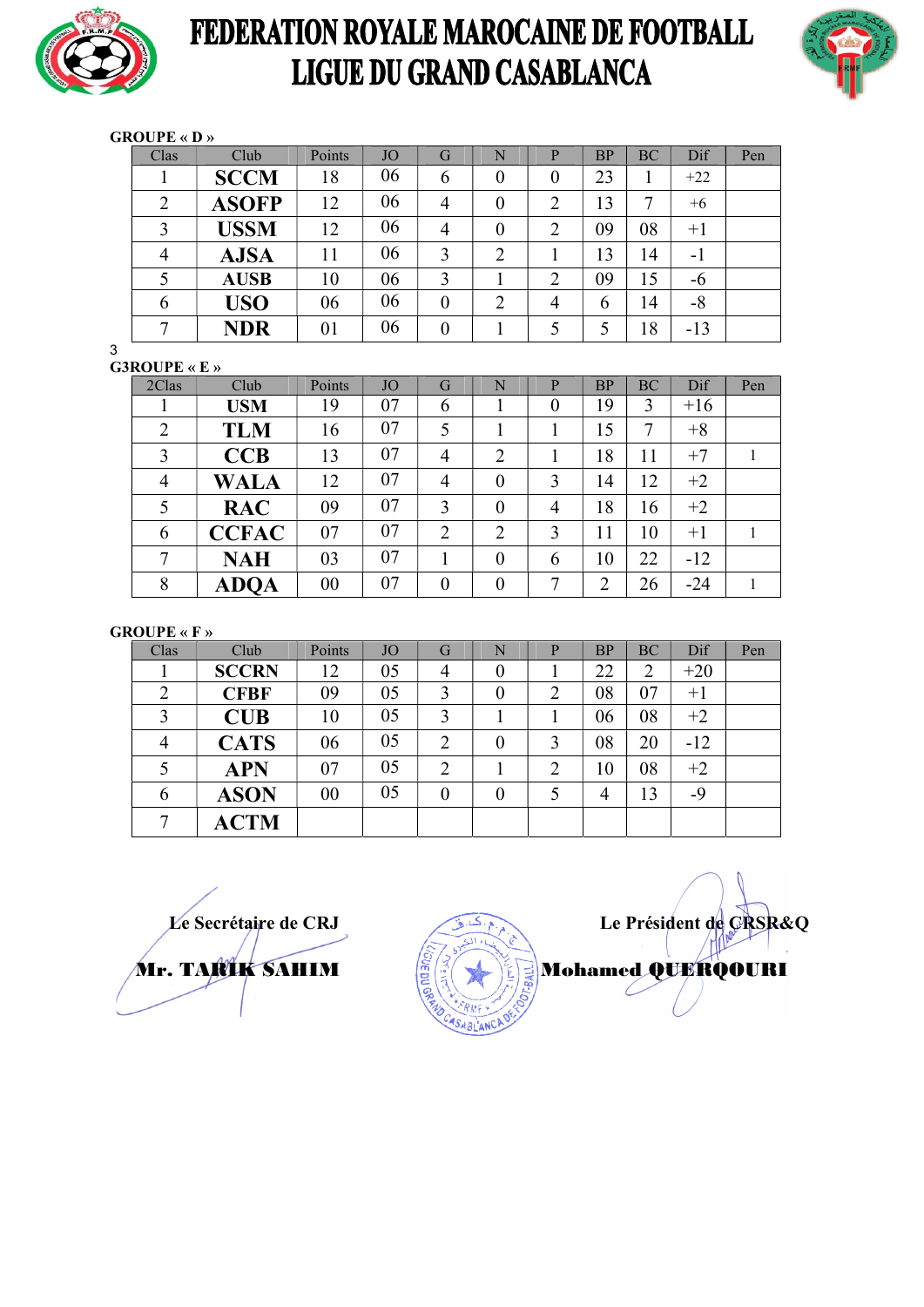# FEDERATION ROYALE MAROCAINE DE FOOTBALL
# LIGUE DU GRAND CASABLANCA

**GROUPE « D »**

| Clas | Club | Points | JO | G | N | P | BP | BC | Dif | Pen |
|---|---|---|---|---|---|---|---|---|---|---|
| 1 | **SCCM** | 18 | 06 | 6 | 0 | 0 | 23 | 1 | +22 | |
| 2 | **ASOFP** | 12 | 06 | 4 | 0 | 2 | 13 | 7 | +6 | |
| 3 | **USSM** | 12 | 06 | 4 | 0 | 2 | 09 | 08 | +1 | |
| 4 | **AJSA** | 11 | 06 | 3 | 2 | 1 | 13 | 14 | -1 | |
| 5 | **AUSB** | 10 | 06 | 3 | 1 | 2 | 09 | 15 | -6 | |
| 6 | **USO** | 06 | 06 | 0 | 2 | 4 | 6 | 14 | -8 | |
| 7 | **NDR** | 01 | 06 | 0 | 1 | 5 | 5 | 18 | -13 | |

3

**G3ROUPE « E »**

| 2Clas | Club | Points | JO | G | N | P | BP | BC | Dif | Pen |
|---|---|---|---|---|---|---|---|---|---|---|
| 1 | **USM** | 19 | 07 | 6 | 1 | 0 | 19 | 3 | +16 | |
| 2 | **TLM** | 16 | 07 | 5 | 1 | 1 | 15 | 7 | +8 | |
| 3 | **CCB** | 13 | 07 | 4 | 2 | 1 | 18 | 11 | +7 | 1 |
| 4 | **WALA** | 12 | 07 | 4 | 0 | 3 | 14 | 12 | +2 | |
| 5 | **RAC** | 09 | 07 | 3 | 0 | 4 | 18 | 16 | +2 | |
| 6 | **CCFAC** | 07 | 07 | 2 | 2 | 3 | 11 | 10 | +1 | 1 |
| 7 | **NAH** | 03 | 07 | 1 | 0 | 6 | 10 | 22 | -12 | |
| 8 | **ADQA** | 00 | 07 | 0 | 0 | 7 | 2 | 26 | -24 | 1 |

**GROUPE « F »**

| Clas | Club | Points | JO | G | N | P | BP | BC | Dif | Pen |
|---|---|---|---|---|---|---|---|---|---|---|
| 1 | **SCCRN** | 12 | 05 | 4 | 0 | 1 | 22 | 2 | +20 | |
| 2 | **CFBF** | 09 | 05 | 3 | 0 | 2 | 08 | 07 | +1 | |
| 3 | **CUB** | 10 | 05 | 3 | 1 | 1 | 06 | 08 | +2 | |
| 4 | **CATS** | 06 | 05 | 2 | 0 | 3 | 08 | 20 | -12 | |
| 5 | **APN** | 07 | 05 | 2 | 1 | 2 | 10 | 08 | +2 | |
| 6 | **ASON** | 00 | 05 | 0 | 0 | 5 | 4 | 13 | -9 | |
| 7 | **ACTM** | | | | | | | | | |

**Le Secrétaire de CRJ**

**Mr. TARIK SAHIM**

**Le Président de CRSR&Q**

**Mohamed QUERQOURI**